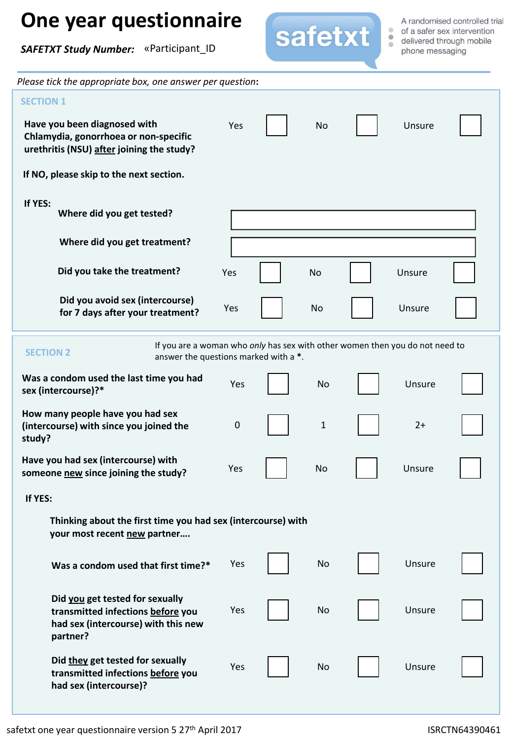# One year questionnaire

***SAFETXT Study Number:*** «Participant_ID

safetxt — A randomised controlled trial of a safer sex intervention delivered through mobile phone messaging

*Please tick the appropriate box, one answer per question*:

## SECTION 1

**Have you been diagnosed with Chlamydia, gonorrhoea or non-specific urethritis (NSU) <u>after</u> joining the study?** Yes ☐ No ☐ Unsure ☐

**If NO, please skip to the next section.**

**If YES:**

**Where did you get tested?** ____________________

**Where did you get treatment?** ____________________

**Did you take the treatment?** Yes ☐ No ☐ Unsure ☐

**Did you avoid sex (intercourse) for 7 days after your treatment?** Yes ☐ No ☐ Unsure ☐

## SECTION 2

If you are a woman who *only* has sex with other women then you do not need to answer the questions marked with a *.

**Was a condom used the last time you had sex (intercourse)?*** Yes ☐ No ☐ Unsure ☐

**How many people have you had sex (intercourse) with since you joined the study?** 0 ☐ 1 ☐ 2+ ☐

**Have you had sex (intercourse) with someone <u>new</u> since joining the study?** Yes ☐ No ☐ Unsure ☐

**If YES:**

**Thinking about the first time you had sex (intercourse) with your most recent <u>new</u> partner….**

**Was a condom used that first time?*** Yes ☐ No ☐ Unsure ☐

**Did <u>you</u> get tested for sexually transmitted infections <u>before</u> you had sex (intercourse) with this new partner?** Yes ☐ No ☐ Unsure ☐

**Did <u>they</u> get tested for sexually transmitted infections <u>before</u> you had sex (intercourse)?** Yes ☐ No ☐ Unsure ☐

safetxt one year questionnaire version 5 27th April 2017 ISRCTN64390461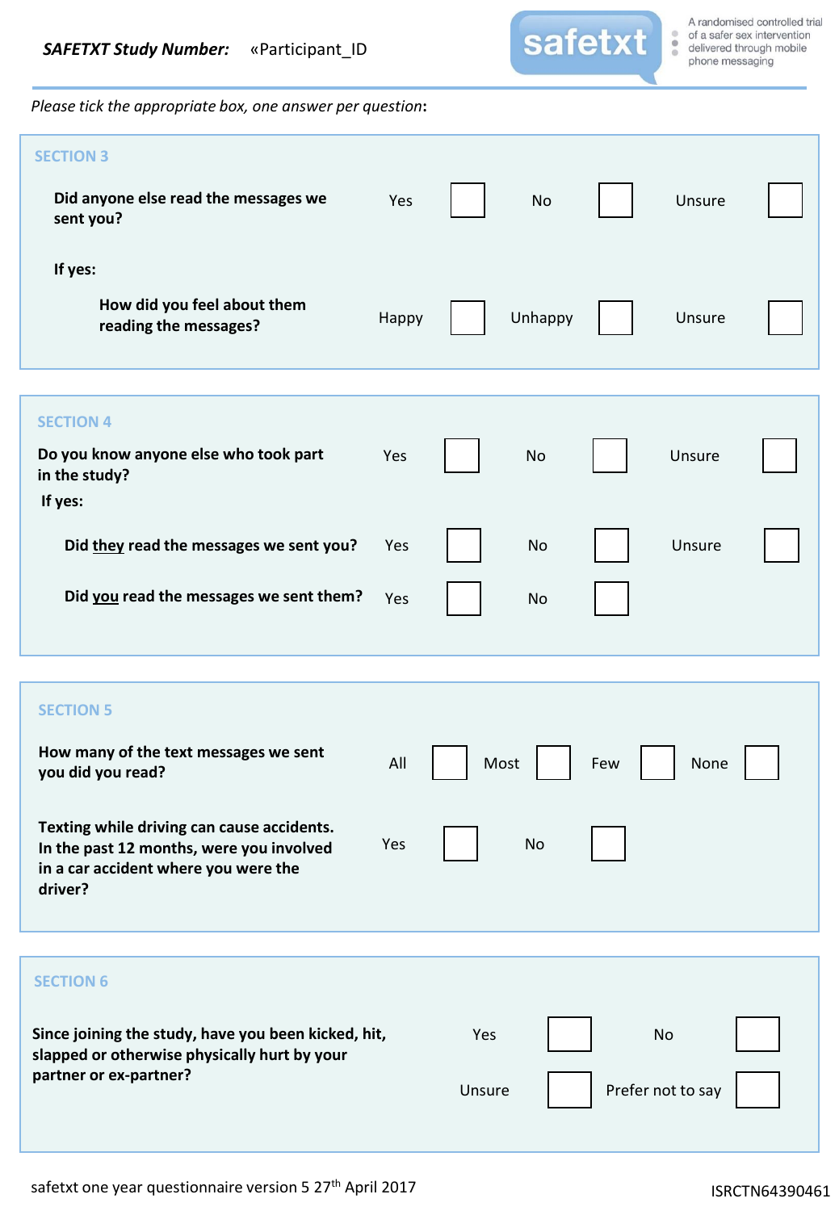**SAFETXT Study Number:** «Participant_ID

safetxt — A randomised controlled trial of a safer sex intervention delivered through mobile phone messaging

*Please tick the appropriate box, one answer per question*:

## SECTION 3

**Did anyone else read the messages we sent you?** Yes ☐ No ☐ Unsure ☐

**If yes:**

**How did you feel about them reading the messages?** Happy ☐ Unhappy ☐ Unsure ☐

## SECTION 4

**Do you know anyone else who took part in the study?** Yes ☐ No ☐ Unsure ☐

**If yes:**

**Did they read the messages we sent you?** Yes ☐ No ☐ Unsure ☐

**Did you read the messages we sent them?** Yes ☐ No ☐

## SECTION 5

**How many of the text messages we sent you did you read?** All ☐ Most ☐ Few ☐ None ☐

**Texting while driving can cause accidents. In the past 12 months, were you involved in a car accident where you were the driver?** Yes ☐ No ☐

## SECTION 6

**Since joining the study, have you been kicked, hit, slapped or otherwise physically hurt by your partner or ex-partner?** Yes ☐ No ☐ Unsure ☐ Prefer not to say ☐

safetxt one year questionnaire version 5 27th April 2017

ISRCTN64390461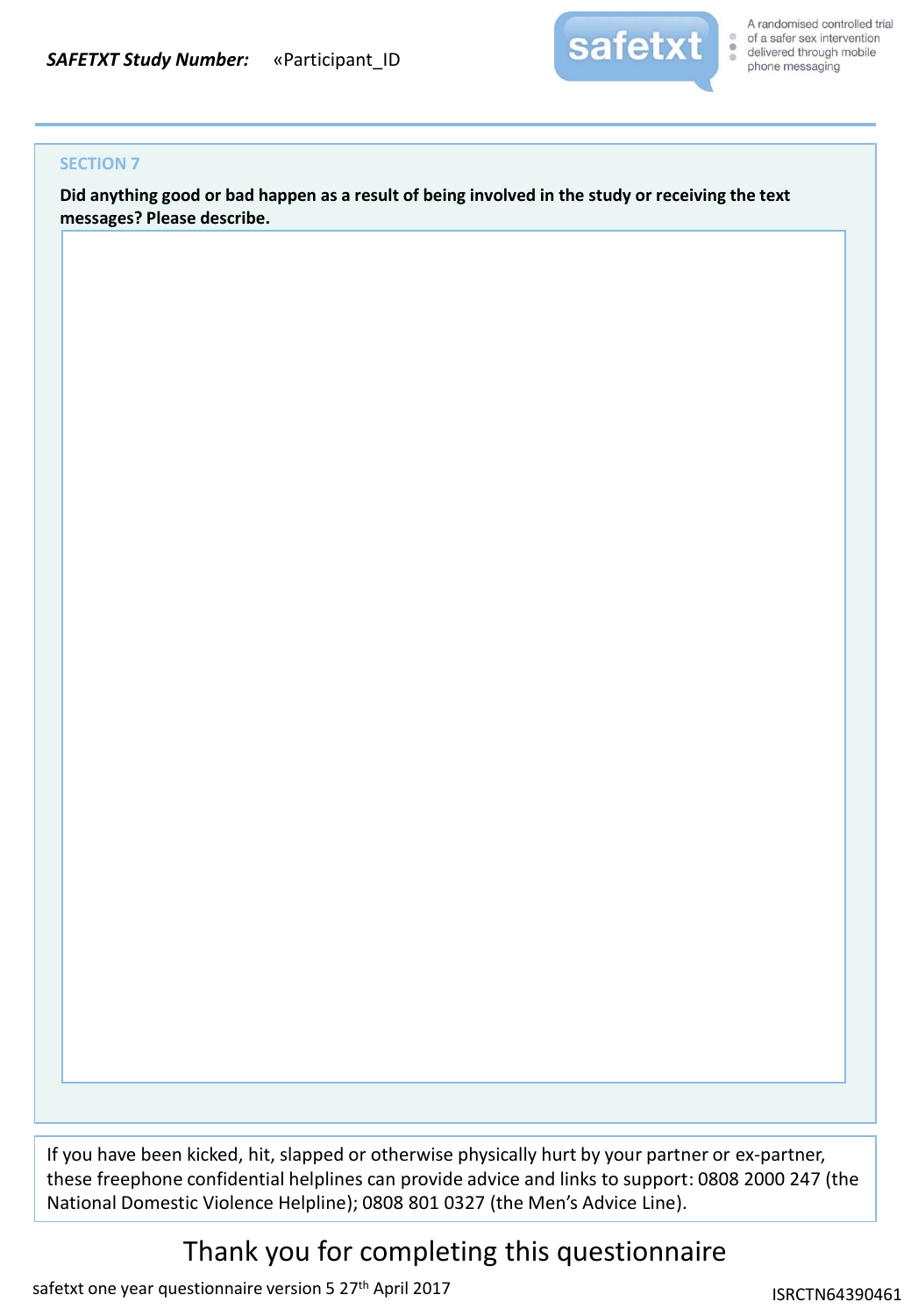**SAFETXT Study Number:** «Participant_ID

safetxt — A randomised controlled trial of a safer sex intervention delivered through mobile phone messaging

## SECTION 7

**Did anything good or bad happen as a result of being involved in the study or receiving the text messages? Please describe.**

If you have been kicked, hit, slapped or otherwise physically hurt by your partner or ex-partner, these freephone confidential helplines can provide advice and links to support: 0808 2000 247 (the National Domestic Violence Helpline); 0808 801 0327 (the Men's Advice Line).

Thank you for completing this questionnaire

safetxt one year questionnaire version 5 27th April 2017

ISRCTN64390461